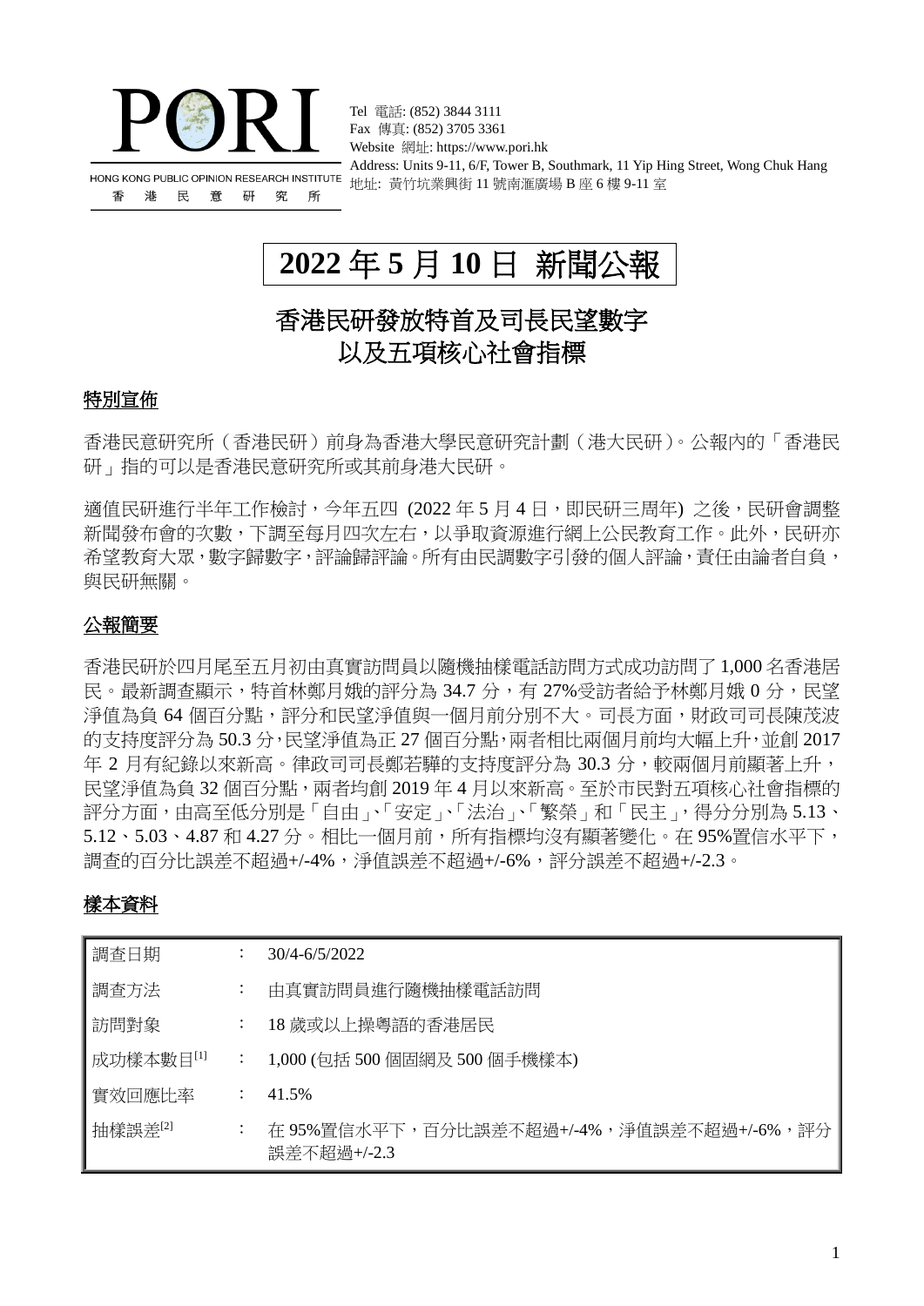PORI

HONG KONG PUBLIC OPINION RESEARCH INSTITUTE
香 港 民 意 研 究 所

Tel 電話: (852) 3844 3111
Fax 傳真: (852) 3705 3361
Website 網址: https://www.pori.hk
Address: Units 9-11, 6/F, Tower B, Southmark, 11 Yip Hing Street, Wong Chuk Hang
地址: 黃竹坑業興街 11 號南滙廣場 B 座 6 樓 9-11 室

# 2022 年 5 月 10 日 新聞公報

## 香港民研發放特首及司長民望數字以及五項核心社會指標

### 特別宣佈

香港民意研究所（香港民研）前身為香港大學民意研究計劃（港大民研）。公報內的「香港民研」指的可以是香港民意研究所或其前身港大民研。

適值民研進行半年工作檢討，今年五四 (2022 年 5 月 4 日，即民研三周年) 之後，民研會調整新聞發布會的次數，下調至每月四次左右，以爭取資源進行網上公民教育工作。此外，民研亦希望教育大眾，數字歸數字，評論歸評論。所有由民調數字引發的個人評論，責任由論者自負，與民研無關。

### 公報簡要

香港民研於四月尾至五月初由真實訪問員以隨機抽樣電話訪問方式成功訪問了 1,000 名香港居民。最新調查顯示，特首林鄭月娥的評分為 34.7 分，有 27%受訪者給予林鄭月娥 0 分，民望淨值為負 64 個百分點，評分和民望淨值與一個月前分別不大。司長方面，財政司司長陳茂波的支持度評分為 50.3 分，民望淨值為正 27 個百分點，兩者相比兩個月前均大幅上升，並創 2017 年 2 月有紀錄以來新高。律政司司長鄭若驊的支持度評分為 30.3 分，較兩個月前顯著上升，民望淨值為負 32 個百分點，兩者均創 2019 年 4 月以來新高。至於市民對五項核心社會指標的評分方面，由高至低分別是「自由」、「安定」、「法治」、「繁榮」和「民主」，得分分別為 5.13、5.12、5.03、4.87 和 4.27 分。相比一個月前，所有指標均沒有顯著變化。在 95%置信水平下，調查的百分比誤差不超過+/-4%，淨值誤差不超過+/-6%，評分誤差不超過+/-2.3。

### 樣本資料

| | | |
|---|---|---|
| 調查日期 | ： | 30/4-6/5/2022 |
| 調查方法 | ： | 由真實訪問員進行隨機抽樣電話訪問 |
| 訪問對象 | ： | 18 歲或以上操粵語的香港居民 |
| 成功樣本數目[1] | ： | 1,000 (包括 500 個固網及 500 個手機樣本) |
| 實效回應比率 | ： | 41.5% |
| 抽樣誤差[2] | ： | 在 95%置信水平下，百分比誤差不超過+/-4%，淨值誤差不超過+/-6%，評分誤差不超過+/-2.3 |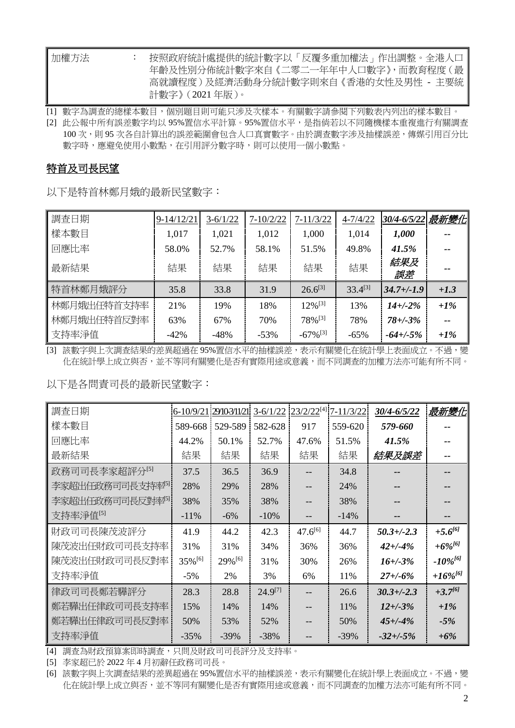| 加權方法 | ： | 按照政府統計處提供的統計數字以「反覆多重加權法」作出調整。全港人口年齡及性別分佈統計數字來自《二零二一年年中人口數字》，而教育程度（最高就讀程度）及經濟活動身分統計數字則來自《香港的女性及男性 - 主要統計數字》（2021 年版）。 |
|---|---|---|

[1] 數字為調查的總樣本數目，個別題目則可能只涉及次樣本。有關數字請參閱下列數表內列出的樣本數目。

[2] 此公報中所有誤差數字均以 95%置信水平計算。95%置信水平，是指倘若以不同隨機樣本重複進行有關調查 100 次，則 95 次各自計算出的誤差範圍會包含人口真實數字。由於調查數字涉及抽樣誤差，傳媒引用百分比數字時，應避免使用小數點，在引用評分數字時，則可以使用一個小數點。

## 特首及司長民望

以下是特首林鄭月娥的最新民望數字：

| 調查日期 | 9-14/12/21 | 3-6/1/22 | 7-10/2/22 | 7-11/3/22 | 4-7/4/22 | *30/4-6/5/22* | *最新變化* |
|---|---|---|---|---|---|---|---|
| 樣本數目 | 1,017 | 1,021 | 1,012 | 1,000 | 1,014 | *1,000* | -- |
| 回應比率 | 58.0% | 52.7% | 58.1% | 51.5% | 49.8% | *41.5%* | -- |
| 最新結果 | 結果 | 結果 | 結果 | 結果 | 結果 | *結果及誤差* | -- |
| 特首林鄭月娥評分 | 35.8 | 33.8 | 31.9 | 26.6[3] | 33.4[3] | *34.7+/-1.9* | *+1.3* |
| 林鄭月娥出任特首支持率 | 21% | 19% | 18% | 12%[3] | 13% | *14+/-2%* | *+1%* |
| 林鄭月娥出任特首反對率 | 63% | 67% | 70% | 78%[3] | 78% | *78+/-3%* | -- |
| 支持率淨值 | -42% | -48% | -53% | -67%[3] | -65% | *-64+/-5%* | *+1%* |

[3] 該數字與上次調查結果的差異超過在 95%置信水平的抽樣誤差，表示有關變化在統計學上表面成立。不過，變化在統計學上成立與否，並不等同有關變化是否有實際用途或意義，而不同調查的加權方法亦可能有所不同。

以下是各問責司長的最新民望數字：

| 調查日期 | 6-10/9/21 | 29/10-3/11/21 | 3-6/1/22 | 23/2/22[4] | 7-11/3/22 | *30/4-6/5/22* | *最新變化* |
|---|---|---|---|---|---|---|---|
| 樣本數目 | 589-668 | 529-589 | 582-628 | 917 | 559-620 | *579-660* | -- |
| 回應比率 | 44.2% | 50.1% | 52.7% | 47.6% | 51.5% | *41.5%* | -- |
| 最新結果 | 結果 | 結果 | 結果 | 結果 | 結果 | *結果及誤差* | -- |
| 政務司司長李家超評分[5] | 37.5 | 36.5 | 36.9 | -- | 34.8 | -- | -- |
| 李家超出任政務司司長支持率[5] | 28% | 29% | 28% | -- | 24% | -- | -- |
| 李家超出任政務司司長反對率[5] | 38% | 35% | 38% | -- | 38% | -- | -- |
| 支持率淨值[5] | -11% | -6% | -10% | -- | -14% | -- | -- |
| 財政司司長陳茂波評分 | 41.9 | 44.2 | 42.3 | 47.6[6] | 44.7 | *50.3+/-2.3* | *+5.6[6]* |
| 陳茂波出任財政司司長支持率 | 31% | 31% | 34% | 36% | 36% | *42+/-4%* | *+6%[6]* |
| 陳茂波出任財政司司長反對率 | 35%[6] | 29%[6] | 31% | 30% | 26% | *16+/-3%* | *-10%[6]* |
| 支持率淨值 | -5% | 2% | 3% | 6% | 11% | *27+/-6%* | *+16%[6]* |
| 律政司司長鄭若驊評分 | 28.3 | 28.8 | 24.9[7] | -- | 26.6 | *30.3+/-2.3* | *+3.7[6]* |
| 鄭若驊出任律政司司長支持率 | 15% | 14% | 14% | -- | 11% | *12+/-3%* | *+1%* |
| 鄭若驊出任律政司司長反對率 | 50% | 53% | 52% | -- | 50% | *45+/-4%* | *-5%* |
| 支持率淨值 | -35% | -39% | -38% | -- | -39% | *-32+/-5%* | *+6%* |

[4] 調查為財政預算案即時調查，只問及財政司司長評分及支持率。

[5] 李家超已於 2022 年 4 月初辭任政務司司長。

[6] 該數字與上次調查結果的差異超過在 95%置信水平的抽樣誤差，表示有關變化在統計學上表面成立。不過，變化在統計學上成立與否，並不等同有關變化是否有實際用途或意義，而不同調查的加權方法亦可能有所不同。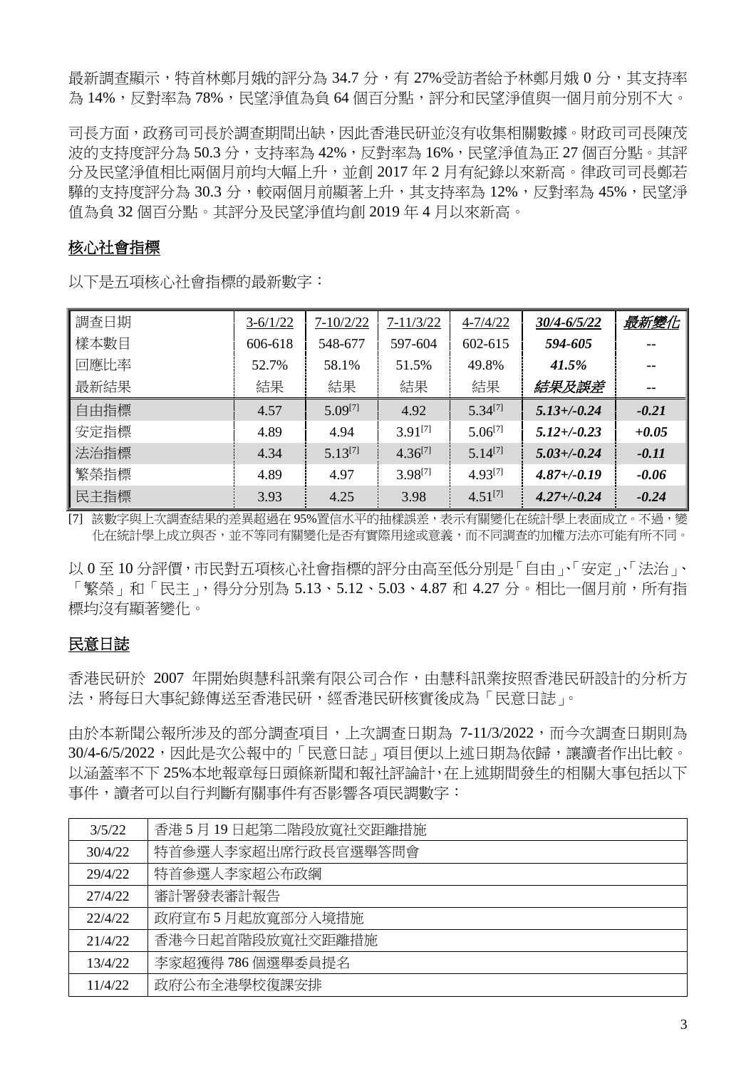最新調查顯示，特首林鄭月娥的評分為 34.7 分，有 27%受訪者給予林鄭月娥 0 分，其支持率為 14%，反對率為 78%，民望淨值為負 64 個百分點，評分和民望淨值與一個月前分別不大。

司長方面，政務司司長於調查期間出缺，因此香港民研並沒有收集相關數據。財政司司長陳茂波的支持度評分為 50.3 分，支持率為 42%，反對率為 16%，民望淨值為正 27 個百分點。其評分及民望淨值相比兩個月前均大幅上升，並創 2017 年 2 月有紀錄以來新高。律政司司長鄭若驊的支持度評分為 30.3 分，較兩個月前顯著上升，其支持率為 12%，反對率為 45%，民望淨值為負 32 個百分點。其評分及民望淨值均創 2019 年 4 月以來新高。

## 核心社會指標

以下是五項核心社會指標的最新數字：

| 調查日期 | 3-6/1/22 | 7-10/2/22 | 7-11/3/22 | 4-7/4/22 | *30/4-6/5/22* | *最新變化* |
|---|---|---|---|---|---|---|
| 樣本數目 | 606-618 | 548-677 | 597-604 | 602-615 | ***594-605*** | -- |
| 回應比率 | 52.7% | 58.1% | 51.5% | 49.8% | ***41.5%*** | -- |
| 最新結果 | 結果 | 結果 | 結果 | 結果 | ***結果及誤差*** | -- |
| 自由指標 | 4.57 | 5.09[7] | 4.92 | 5.34[7] | ***5.13+/-0.24*** | ***-0.21*** |
| 安定指標 | 4.89 | 4.94 | 3.91[7] | 5.06[7] | ***5.12+/-0.23*** | ***+0.05*** |
| 法治指標 | 4.34 | 5.13[7] | 4.36[7] | 5.14[7] | ***5.03+/-0.24*** | ***-0.11*** |
| 繁榮指標 | 4.89 | 4.97 | 3.98[7] | 4.93[7] | ***4.87+/-0.19*** | ***-0.06*** |
| 民主指標 | 3.93 | 4.25 | 3.98 | 4.51[7] | ***4.27+/-0.24*** | ***-0.24*** |

[7] 該數字與上次調查結果的差異超過在 95%置信水平的抽樣誤差，表示有關變化在統計學上表面成立。不過，變化在統計學上成立與否，並不等同有關變化是否有實際用途或意義，而不同調查的加權方法亦可能有所不同。

以 0 至 10 分評價，市民對五項核心社會指標的評分由高至低分別是「自由」、「安定」、「法治」、「繁榮」和「民主」，得分分別為 5.13、5.12、5.03、4.87 和 4.27 分。相比一個月前，所有指標均沒有顯著變化。

## 民意日誌

香港民研於 2007 年開始與慧科訊業有限公司合作，由慧科訊業按照香港民研設計的分析方法，將每日大事紀錄傳送至香港民研，經香港民研核實後成為「民意日誌」。

由於本新聞公報所涉及的部分調查項目，上次調查日期為 7-11/3/2022，而今次調查日期則為 30/4-6/5/2022，因此是次公報中的「民意日誌」項目便以上述日期為依歸，讓讀者作出比較。以涵蓋率不下 25%本地報章每日頭條新聞和報社評論計，在上述期間發生的相關大事包括以下事件，讀者可以自行判斷有關事件有否影響各項民調數字：

| | |
|---|---|
| 3/5/22 | 香港 5 月 19 日起第二階段放寬社交距離措施 |
| 30/4/22 | 特首參選人李家超出席行政長官選舉答問會 |
| 29/4/22 | 特首參選人李家超公布政綱 |
| 27/4/22 | 審計署發表審計報告 |
| 22/4/22 | 政府宣布 5 月起放寬部分入境措施 |
| 21/4/22 | 香港今日起首階段放寬社交距離措施 |
| 13/4/22 | 李家超獲得 786 個選舉委員提名 |
| 11/4/22 | 政府公布全港學校復課安排 |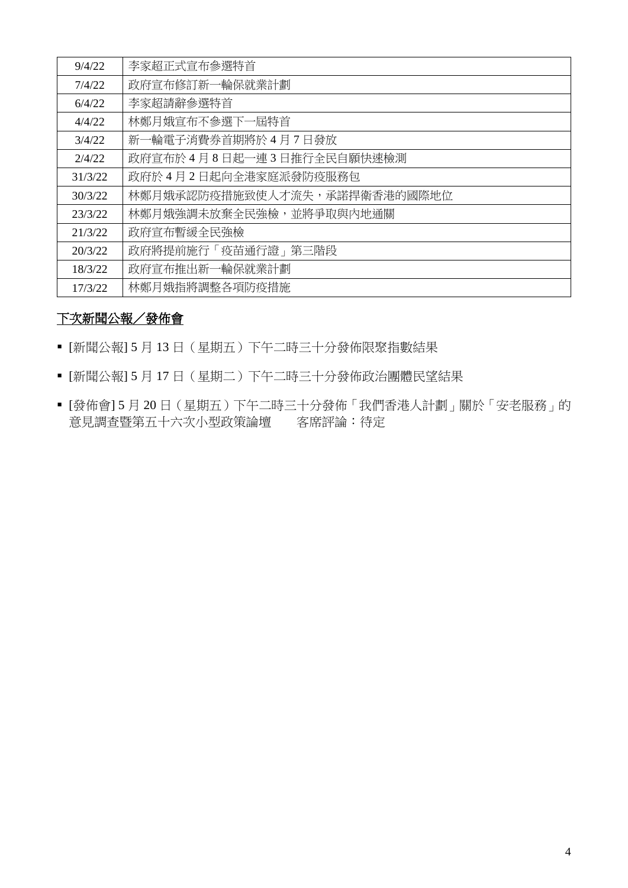| 9/4/22 | 李家超正式宣布參選特首 |
| --- | --- |
| 7/4/22 | 政府宣布修訂新一輪保就業計劃 |
| 6/4/22 | 李家超請辭參選特首 |
| 4/4/22 | 林鄭月娥宣布不參選下一屆特首 |
| 3/4/22 | 新一輪電子消費券首期將於 4 月 7 日發放 |
| 2/4/22 | 政府宣布於 4 月 8 日起一連 3 日推行全民自願快速檢測 |
| 31/3/22 | 政府於 4 月 2 日起向全港家庭派發防疫服務包 |
| 30/3/22 | 林鄭月娥承認防疫措施致使人才流失，承諾捍衛香港的國際地位 |
| 23/3/22 | 林鄭月娥強調未放棄全民強檢，並將爭取與內地通關 |
| 21/3/22 | 政府宣布暫緩全民強檢 |
| 20/3/22 | 政府將提前施行「疫苗通行證」第三階段 |
| 18/3/22 | 政府宣布推出新一輪保就業計劃 |
| 17/3/22 | 林鄭月娥指將調整各項防疫措施 |

**下次新聞公報／發佈會**

- [新聞公報] 5 月 13 日（星期五）下午二時三十分發佈限聚指數結果
- [新聞公報] 5 月 17 日（星期二）下午二時三十分發佈政治團體民望結果
- [發佈會] 5 月 20 日（星期五）下午二時三十分發佈「我們香港人計劃」關於「安老服務」的意見調查暨第五十六次小型政策論壇　　客席評論：待定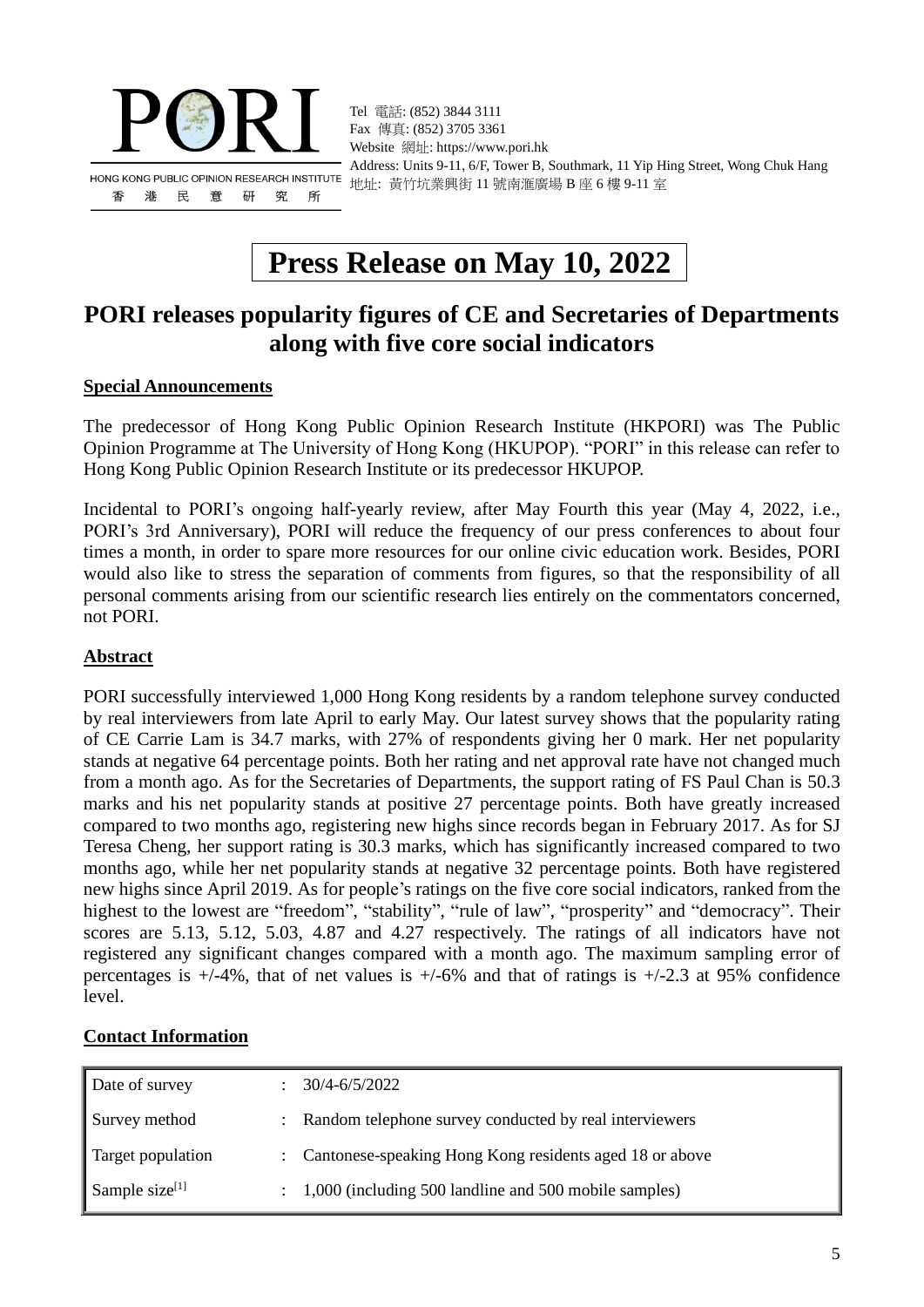PORI

HONG KONG PUBLIC OPINION RESEARCH INSTITUTE
香港民意研究所

Tel 電話: (852) 3844 3111
Fax 傳真: (852) 3705 3361
Website 網址: https://www.pori.hk
Address: Units 9-11, 6/F, Tower B, Southmark, 11 Yip Hing Street, Wong Chuk Hang
地址: 黃竹坑業興街 11 號南滙廣場 B 座 6 樓 9-11 室

# Press Release on May 10, 2022

## PORI releases popularity figures of CE and Secretaries of Departments along with five core social indicators

### Special Announcements

The predecessor of Hong Kong Public Opinion Research Institute (HKPORI) was The Public Opinion Programme at The University of Hong Kong (HKUPOP). "PORI" in this release can refer to Hong Kong Public Opinion Research Institute or its predecessor HKUPOP.

Incidental to PORI's ongoing half-yearly review, after May Fourth this year (May 4, 2022, i.e., PORI's 3rd Anniversary), PORI will reduce the frequency of our press conferences to about four times a month, in order to spare more resources for our online civic education work. Besides, PORI would also like to stress the separation of comments from figures, so that the responsibility of all personal comments arising from our scientific research lies entirely on the commentators concerned, not PORI.

### Abstract

PORI successfully interviewed 1,000 Hong Kong residents by a random telephone survey conducted by real interviewers from late April to early May. Our latest survey shows that the popularity rating of CE Carrie Lam is 34.7 marks, with 27% of respondents giving her 0 mark. Her net popularity stands at negative 64 percentage points. Both her rating and net approval rate have not changed much from a month ago. As for the Secretaries of Departments, the support rating of FS Paul Chan is 50.3 marks and his net popularity stands at positive 27 percentage points. Both have greatly increased compared to two months ago, registering new highs since records began in February 2017. As for SJ Teresa Cheng, her support rating is 30.3 marks, which has significantly increased compared to two months ago, while her net popularity stands at negative 32 percentage points. Both have registered new highs since April 2019. As for people's ratings on the five core social indicators, ranked from the highest to the lowest are "freedom", "stability", "rule of law", "prosperity" and "democracy". Their scores are 5.13, 5.12, 5.03, 4.87 and 4.27 respectively. The ratings of all indicators have not registered any significant changes compared with a month ago. The maximum sampling error of percentages is +/-4%, that of net values is +/-6% and that of ratings is +/-2.3 at 95% confidence level.

### Contact Information

| | | |
|---|---|---|
| Date of survey | : | 30/4-6/5/2022 |
| Survey method | : | Random telephone survey conducted by real interviewers |
| Target population | : | Cantonese-speaking Hong Kong residents aged 18 or above |
| Sample size[1] | : | 1,000 (including 500 landline and 500 mobile samples) |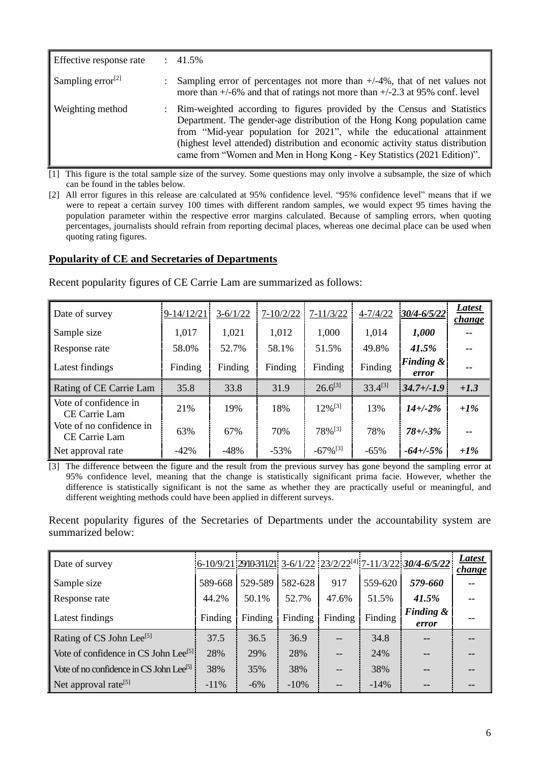| | | |
|---|---|---|
| Effective response rate | : | 41.5% |
| Sampling error[2] | : | Sampling error of percentages not more than +/-4%, that of net values not more than +/-6% and that of ratings not more than +/-2.3 at 95% conf. level |
| Weighting method | : | Rim-weighted according to figures provided by the Census and Statistics Department. The gender-age distribution of the Hong Kong population came from "Mid-year population for 2021", while the educational attainment (highest level attended) distribution and economic activity status distribution came from "Women and Men in Hong Kong - Key Statistics (2021 Edition)". |

[1] This figure is the total sample size of the survey. Some questions may only involve a subsample, the size of which can be found in the tables below.

[2] All error figures in this release are calculated at 95% confidence level. "95% confidence level" means that if we were to repeat a certain survey 100 times with different random samples, we would expect 95 times having the population parameter within the respective error margins calculated. Because of sampling errors, when quoting percentages, journalists should refrain from reporting decimal places, whereas one decimal place can be used when quoting rating figures.

## Popularity of CE and Secretaries of Departments

Recent popularity figures of CE Carrie Lam are summarized as follows:

| Date of survey | 9-14/12/21 | 3-6/1/22 | 7-10/2/22 | 7-11/3/22 | 4-7/4/22 | ***30/4-6/5/22*** | ***Latest change*** |
|---|---|---|---|---|---|---|---|
| Sample size | 1,017 | 1,021 | 1,012 | 1,000 | 1,014 | ***1,000*** | -- |
| Response rate | 58.0% | 52.7% | 58.1% | 51.5% | 49.8% | ***41.5%*** | -- |
| Latest findings | Finding | Finding | Finding | Finding | Finding | ***Finding & error*** | -- |
| Rating of CE Carrie Lam | 35.8 | 33.8 | 31.9 | 26.6[3] | 33.4[3] | ***34.7+/-1.9*** | ***+1.3*** |
| Vote of confidence in CE Carrie Lam | 21% | 19% | 18% | 12%[3] | 13% | ***14+/-2%*** | ***+1%*** |
| Vote of no confidence in CE Carrie Lam | 63% | 67% | 70% | 78%[3] | 78% | ***78+/-3%*** | -- |
| Net approval rate | -42% | -48% | -53% | -67%[3] | -65% | ***-64+/-5%*** | ***+1%*** |

[3] The difference between the figure and the result from the previous survey has gone beyond the sampling error at 95% confidence level, meaning that the change is statistically significant prima facie. However, whether the difference is statistically significant is not the same as whether they are practically useful or meaningful, and different weighting methods could have been applied in different surveys.

Recent popularity figures of the Secretaries of Departments under the accountability system are summarized below:

| Date of survey | 6-10/9/21 | 29/10-3/11/21 | 3-6/1/22 | 23/2/22[4] | 7-11/3/22 | ***30/4-6/5/22*** | ***Latest change*** |
|---|---|---|---|---|---|---|---|
| Sample size | 589-668 | 529-589 | 582-628 | 917 | 559-620 | ***579-660*** | -- |
| Response rate | 44.2% | 50.1% | 52.7% | 47.6% | 51.5% | ***41.5%*** | -- |
| Latest findings | Finding | Finding | Finding | Finding | Finding | ***Finding & error*** | -- |
| Rating of CS John Lee[5] | 37.5 | 36.5 | 36.9 | -- | 34.8 | -- | -- |
| Vote of confidence in CS John Lee[5] | 28% | 29% | 28% | -- | 24% | -- | -- |
| Vote of no confidence in CS John Lee[5] | 38% | 35% | 38% | -- | 38% | -- | -- |
| Net approval rate[5] | -11% | -6% | -10% | -- | -14% | -- | -- |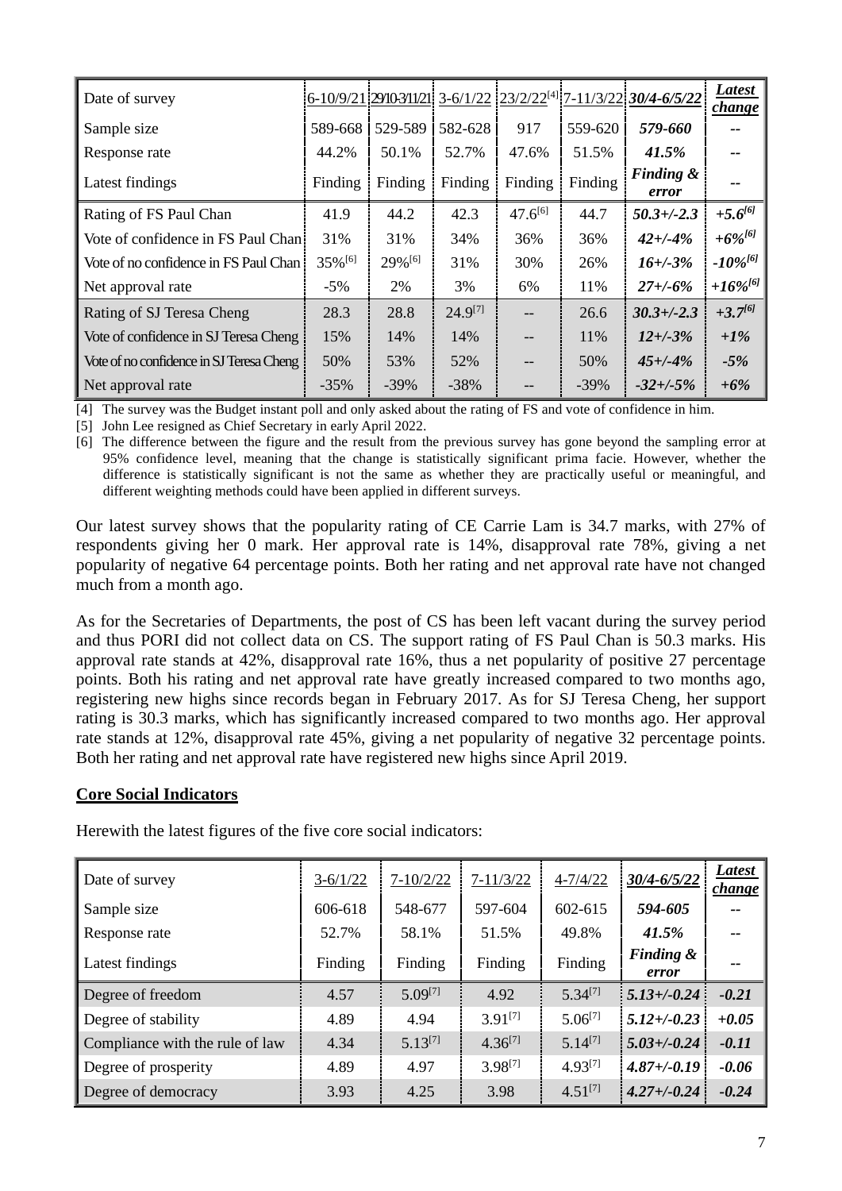| Date of survey | 6-10/9/21 | 29/10-3/11/21 | 3-6/1/22 | 23/2/22[4] | 7-11/3/22 | ***30/4-6/5/22*** | ***Latest change*** |
|---|---|---|---|---|---|---|---|
| Sample size | 589-668 | 529-589 | 582-628 | 917 | 559-620 | ***579-660*** | -- |
| Response rate | 44.2% | 50.1% | 52.7% | 47.6% | 51.5% | ***41.5%*** | -- |
| Latest findings | Finding | Finding | Finding | Finding | Finding | ***Finding & error*** | -- |
| Rating of FS Paul Chan | 41.9 | 44.2 | 42.3 | 47.6[6] | 44.7 | ***50.3+/-2.3*** | ***+5.6[6]*** |
| Vote of confidence in FS Paul Chan | 31% | 31% | 34% | 36% | 36% | ***42+/-4%*** | ***+6%[6]*** |
| Vote of no confidence in FS Paul Chan | 35%[6] | 29%[6] | 31% | 30% | 26% | ***16+/-3%*** | ***-10%[6]*** |
| Net approval rate | -5% | 2% | 3% | 6% | 11% | ***27+/-6%*** | ***+16%[6]*** |
| Rating of SJ Teresa Cheng | 28.3 | 28.8 | 24.9[7] | -- | 26.6 | ***30.3+/-2.3*** | ***+3.7[6]*** |
| Vote of confidence in SJ Teresa Cheng | 15% | 14% | 14% | -- | 11% | ***12+/-3%*** | ***+1%*** |
| Vote of no confidence in SJ Teresa Cheng | 50% | 53% | 52% | -- | 50% | ***45+/-4%*** | ***-5%*** |
| Net approval rate | -35% | -39% | -38% | -- | -39% | ***-32+/-5%*** | ***+6%*** |

[4] The survey was the Budget instant poll and only asked about the rating of FS and vote of confidence in him.

[5] John Lee resigned as Chief Secretary in early April 2022.

[6] The difference between the figure and the result from the previous survey has gone beyond the sampling error at 95% confidence level, meaning that the change is statistically significant prima facie. However, whether the difference is statistically significant is not the same as whether they are practically useful or meaningful, and different weighting methods could have been applied in different surveys.

Our latest survey shows that the popularity rating of CE Carrie Lam is 34.7 marks, with 27% of respondents giving her 0 mark. Her approval rate is 14%, disapproval rate 78%, giving a net popularity of negative 64 percentage points. Both her rating and net approval rate have not changed much from a month ago.

As for the Secretaries of Departments, the post of CS has been left vacant during the survey period and thus PORI did not collect data on CS. The support rating of FS Paul Chan is 50.3 marks. His approval rate stands at 42%, disapproval rate 16%, thus a net popularity of positive 27 percentage points. Both his rating and net approval rate have greatly increased compared to two months ago, registering new highs since records began in February 2017. As for SJ Teresa Cheng, her support rating is 30.3 marks, which has significantly increased compared to two months ago. Her approval rate stands at 12%, disapproval rate 45%, giving a net popularity of negative 32 percentage points. Both her rating and net approval rate have registered new highs since April 2019.

**Core Social Indicators**

Herewith the latest figures of the five core social indicators:

| Date of survey | 3-6/1/22 | 7-10/2/22 | 7-11/3/22 | 4-7/4/22 | ***30/4-6/5/22*** | ***Latest change*** |
|---|---|---|---|---|---|---|
| Sample size | 606-618 | 548-677 | 597-604 | 602-615 | ***594-605*** | -- |
| Response rate | 52.7% | 58.1% | 51.5% | 49.8% | ***41.5%*** | -- |
| Latest findings | Finding | Finding | Finding | Finding | ***Finding & error*** | -- |
| Degree of freedom | 4.57 | 5.09[7] | 4.92 | 5.34[7] | ***5.13+/-0.24*** | ***-0.21*** |
| Degree of stability | 4.89 | 4.94 | 3.91[7] | 5.06[7] | ***5.12+/-0.23*** | ***+0.05*** |
| Compliance with the rule of law | 4.34 | 5.13[7] | 4.36[7] | 5.14[7] | ***5.03+/-0.24*** | ***-0.11*** |
| Degree of prosperity | 4.89 | 4.97 | 3.98[7] | 4.93[7] | ***4.87+/-0.19*** | ***-0.06*** |
| Degree of democracy | 3.93 | 4.25 | 3.98 | 4.51[7] | ***4.27+/-0.24*** | ***-0.24*** |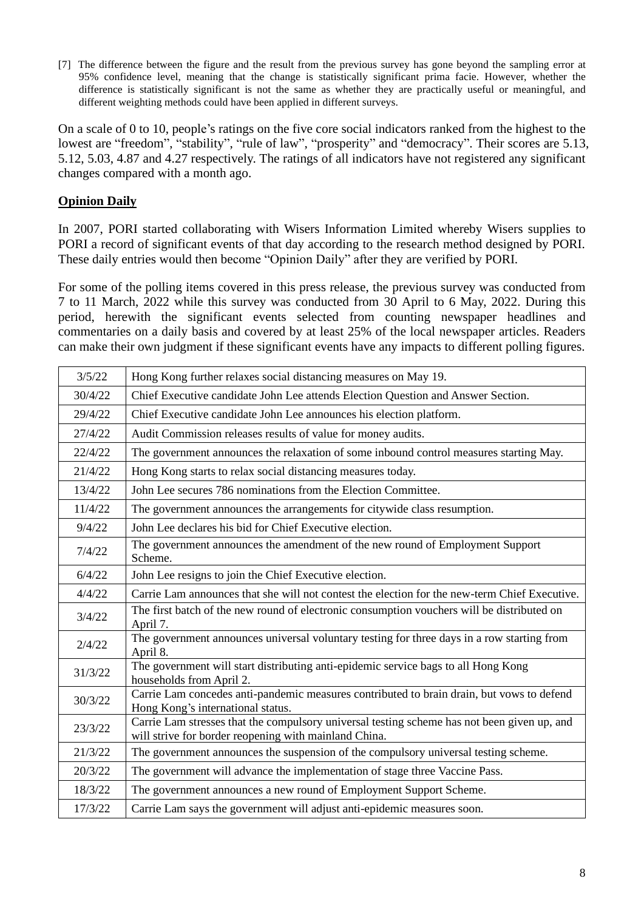[7] The difference between the figure and the result from the previous survey has gone beyond the sampling error at 95% confidence level, meaning that the change is statistically significant prima facie. However, whether the difference is statistically significant is not the same as whether they are practically useful or meaningful, and different weighting methods could have been applied in different surveys.

On a scale of 0 to 10, people's ratings on the five core social indicators ranked from the highest to the lowest are "freedom", "stability", "rule of law", "prosperity" and "democracy". Their scores are 5.13, 5.12, 5.03, 4.87 and 4.27 respectively. The ratings of all indicators have not registered any significant changes compared with a month ago.

**Opinion Daily**

In 2007, PORI started collaborating with Wisers Information Limited whereby Wisers supplies to PORI a record of significant events of that day according to the research method designed by PORI. These daily entries would then become "Opinion Daily" after they are verified by PORI.

For some of the polling items covered in this press release, the previous survey was conducted from 7 to 11 March, 2022 while this survey was conducted from 30 April to 6 May, 2022. During this period, herewith the significant events selected from counting newspaper headlines and commentaries on a daily basis and covered by at least 25% of the local newspaper articles. Readers can make their own judgment if these significant events have any impacts to different polling figures.

| Date | Event |
|---|---|
| 3/5/22 | Hong Kong further relaxes social distancing measures on May 19. |
| 30/4/22 | Chief Executive candidate John Lee attends Election Question and Answer Section. |
| 29/4/22 | Chief Executive candidate John Lee announces his election platform. |
| 27/4/22 | Audit Commission releases results of value for money audits. |
| 22/4/22 | The government announces the relaxation of some inbound control measures starting May. |
| 21/4/22 | Hong Kong starts to relax social distancing measures today. |
| 13/4/22 | John Lee secures 786 nominations from the Election Committee. |
| 11/4/22 | The government announces the arrangements for citywide class resumption. |
| 9/4/22 | John Lee declares his bid for Chief Executive election. |
| 7/4/22 | The government announces the amendment of the new round of Employment Support Scheme. |
| 6/4/22 | John Lee resigns to join the Chief Executive election. |
| 4/4/22 | Carrie Lam announces that she will not contest the election for the new-term Chief Executive. |
| 3/4/22 | The first batch of the new round of electronic consumption vouchers will be distributed on April 7. |
| 2/4/22 | The government announces universal voluntary testing for three days in a row starting from April 8. |
| 31/3/22 | The government will start distributing anti-epidemic service bags to all Hong Kong households from April 2. |
| 30/3/22 | Carrie Lam concedes anti-pandemic measures contributed to brain drain, but vows to defend Hong Kong's international status. |
| 23/3/22 | Carrie Lam stresses that the compulsory universal testing scheme has not been given up, and will strive for border reopening with mainland China. |
| 21/3/22 | The government announces the suspension of the compulsory universal testing scheme. |
| 20/3/22 | The government will advance the implementation of stage three Vaccine Pass. |
| 18/3/22 | The government announces a new round of Employment Support Scheme. |
| 17/3/22 | Carrie Lam says the government will adjust anti-epidemic measures soon. |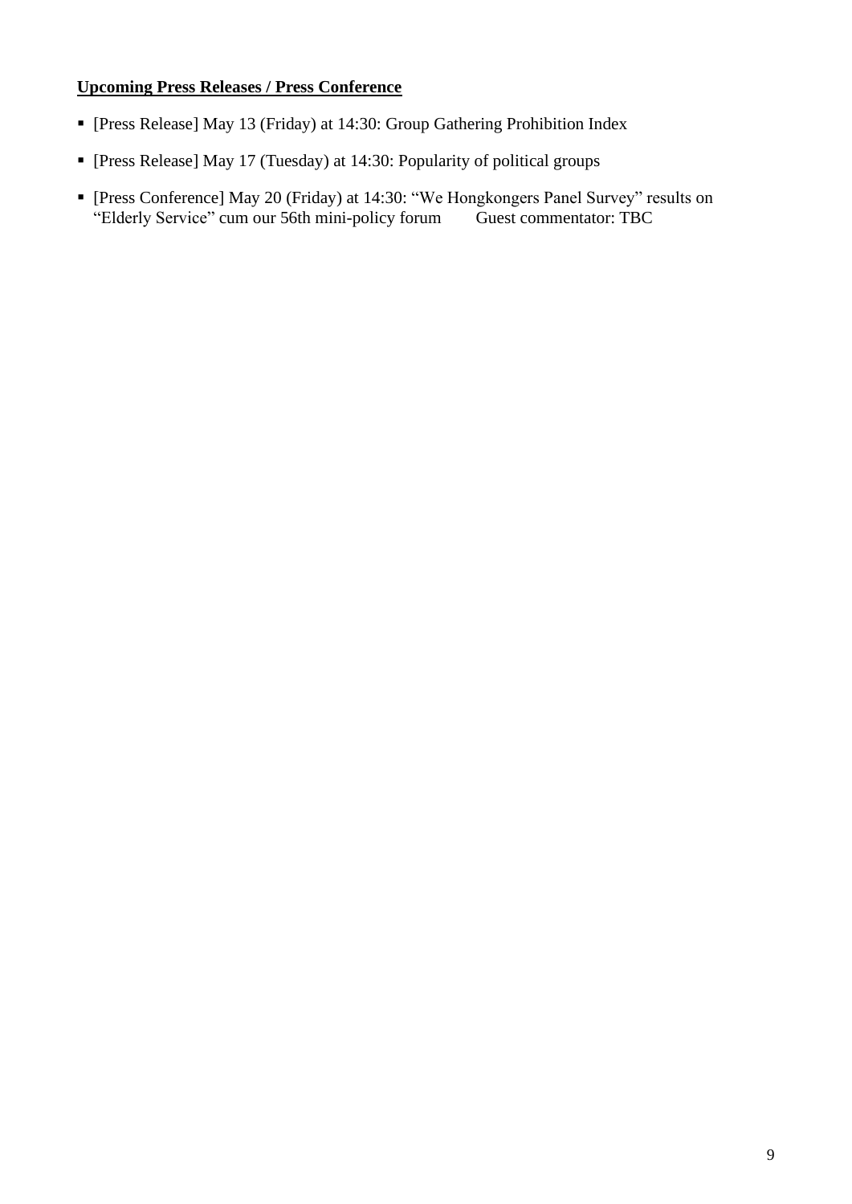**Upcoming Press Releases / Press Conference**

- [Press Release] May 13 (Friday) at 14:30: Group Gathering Prohibition Index
- [Press Release] May 17 (Tuesday) at 14:30: Popularity of political groups
- [Press Conference] May 20 (Friday) at 14:30: "We Hongkongers Panel Survey" results on "Elderly Service" cum our 56th mini-policy forum Guest commentator: TBC